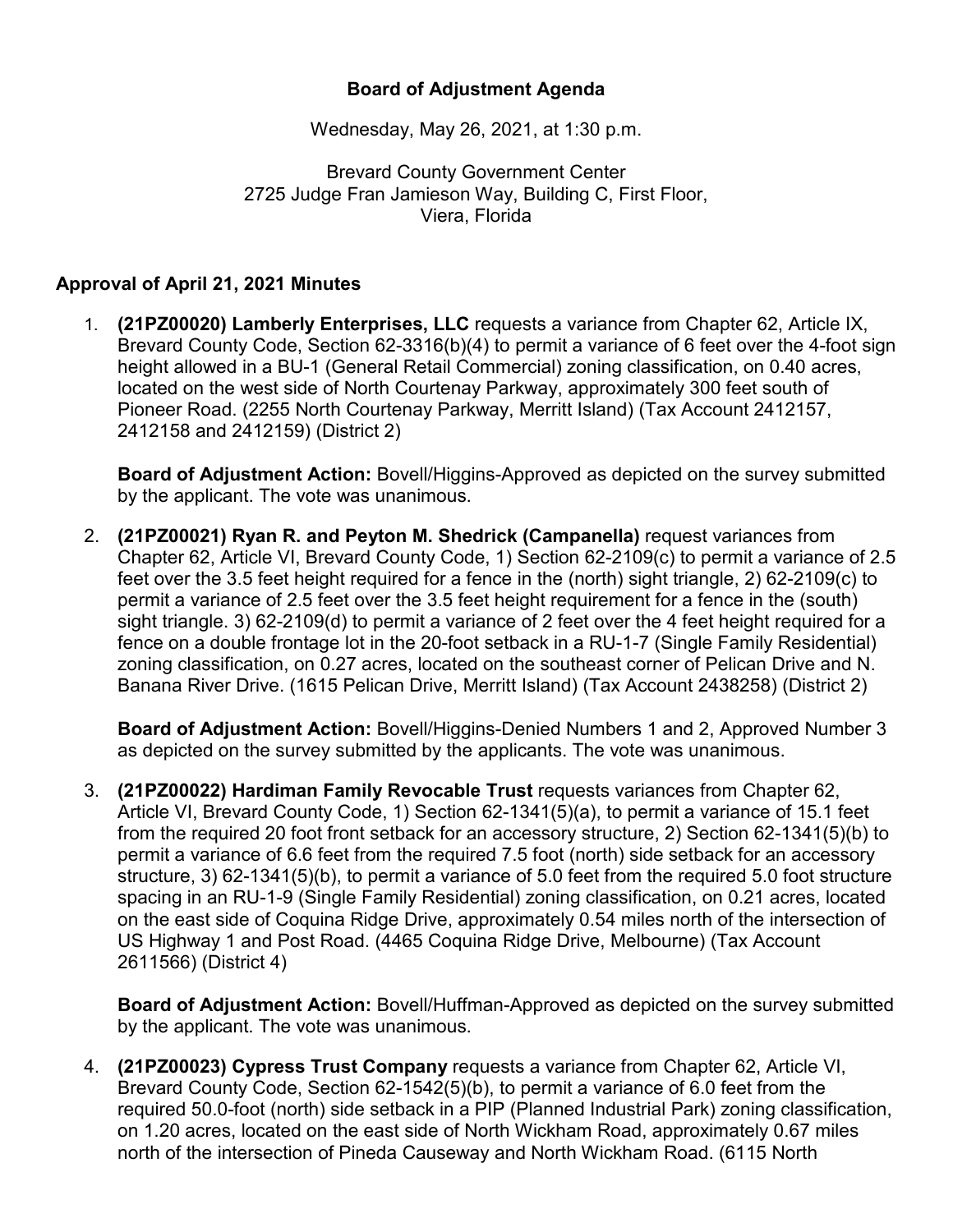# Board of Adjustment Agenda

Wednesday, May 26, 2021, at 1:30 p.m.

Brevard County Government Center
2725 Judge Fran Jamieson Way, Building C, First Floor,
Viera, Florida

## Approval of April 21, 2021 Minutes

1. **(21PZ00020) Lamberly Enterprises, LLC** requests a variance from Chapter 62, Article IX, Brevard County Code, Section 62-3316(b)(4) to permit a variance of 6 feet over the 4-foot sign height allowed in a BU-1 (General Retail Commercial) zoning classification, on 0.40 acres, located on the west side of North Courtenay Parkway, approximately 300 feet south of Pioneer Road. (2255 North Courtenay Parkway, Merritt Island) (Tax Account 2412157, 2412158 and 2412159) (District 2)

   **Board of Adjustment Action:** Bovell/Higgins-Approved as depicted on the survey submitted by the applicant. The vote was unanimous.

2. **(21PZ00021) Ryan R. and Peyton M. Shedrick (Campanella)** request variances from Chapter 62, Article VI, Brevard County Code, 1) Section 62-2109(c) to permit a variance of 2.5 feet over the 3.5 feet height required for a fence in the (north) sight triangle, 2) 62-2109(c) to permit a variance of 2.5 feet over the 3.5 feet height requirement for a fence in the (south) sight triangle. 3) 62-2109(d) to permit a variance of 2 feet over the 4 feet height required for a fence on a double frontage lot in the 20-foot setback in a RU-1-7 (Single Family Residential) zoning classification, on 0.27 acres, located on the southeast corner of Pelican Drive and N. Banana River Drive. (1615 Pelican Drive, Merritt Island) (Tax Account 2438258) (District 2)

   **Board of Adjustment Action:** Bovell/Higgins-Denied Numbers 1 and 2, Approved Number 3 as depicted on the survey submitted by the applicants. The vote was unanimous.

3. **(21PZ00022) Hardiman Family Revocable Trust** requests variances from Chapter 62, Article VI, Brevard County Code, 1) Section 62-1341(5)(a), to permit a variance of 15.1 feet from the required 20 foot front setback for an accessory structure, 2) Section 62-1341(5)(b) to permit a variance of 6.6 feet from the required 7.5 foot (north) side setback for an accessory structure, 3) 62-1341(5)(b), to permit a variance of 5.0 feet from the required 5.0 foot structure spacing in an RU-1-9 (Single Family Residential) zoning classification, on 0.21 acres, located on the east side of Coquina Ridge Drive, approximately 0.54 miles north of the intersection of US Highway 1 and Post Road. (4465 Coquina Ridge Drive, Melbourne) (Tax Account 2611566) (District 4)

   **Board of Adjustment Action:** Bovell/Huffman-Approved as depicted on the survey submitted by the applicant. The vote was unanimous.

4. **(21PZ00023) Cypress Trust Company** requests a variance from Chapter 62, Article VI, Brevard County Code, Section 62-1542(5)(b), to permit a variance of 6.0 feet from the required 50.0-foot (north) side setback in a PIP (Planned Industrial Park) zoning classification, on 1.20 acres, located on the east side of North Wickham Road, approximately 0.67 miles north of the intersection of Pineda Causeway and North Wickham Road. (6115 North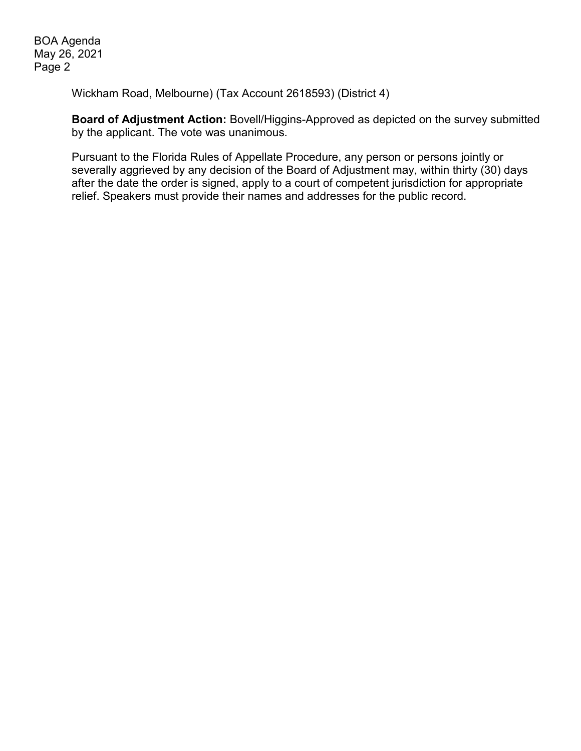Wickham Road, Melbourne) (Tax Account 2618593) (District 4)

**Board of Adjustment Action:** Bovell/Higgins-Approved as depicted on the survey submitted by the applicant. The vote was unanimous.

Pursuant to the Florida Rules of Appellate Procedure, any person or persons jointly or severally aggrieved by any decision of the Board of Adjustment may, within thirty (30) days after the date the order is signed, apply to a court of competent jurisdiction for appropriate relief. Speakers must provide their names and addresses for the public record.